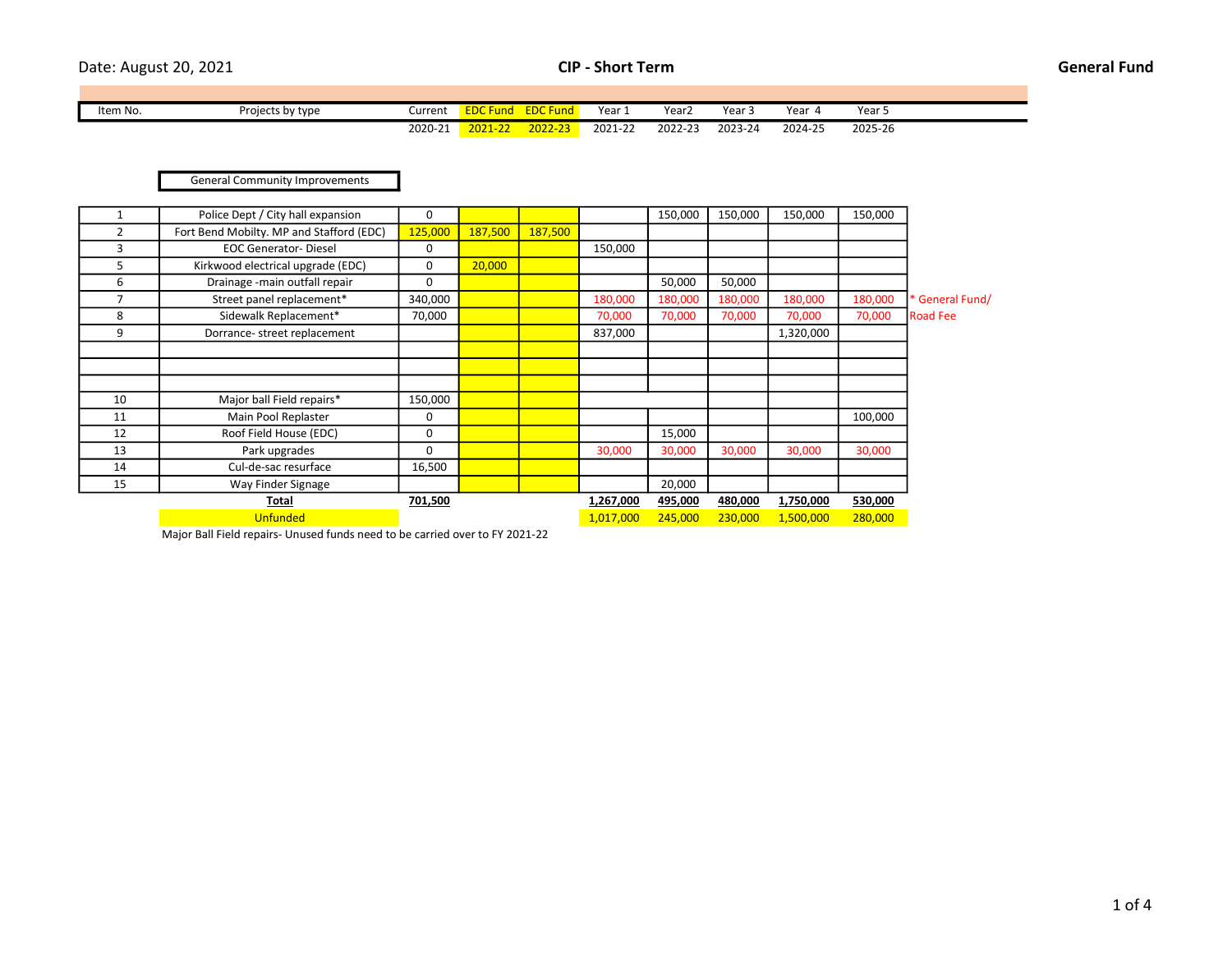Date: August 20, 2021

# CIP - Short Term

**General Fund**

| Item No. | Projects by type | Current 2020-21 | EDC Fund 2021-22 | EDC Fund 2022-23 | Year 1 2021-22 | Year2 2022-23 | Year 3 2023-24 | Year 4 2024-25 | Year 5 2025-26 | |
|---|---|---|---|---|---|---|---|---|---|---|
| | General Community Improvements | | | | | | | | | |
| 1 | Police Dept / City hall expansion | 0 | | | | 150,000 | 150,000 | 150,000 | 150,000 | |
| 2 | Fort Bend Mobilty. MP and Stafford (EDC) | 125,000 | 187,500 | 187,500 | | | | | | |
| 3 | EOC Generator- Diesel | 0 | | | 150,000 | | | | | |
| 5 | Kirkwood electrical upgrade (EDC) | 0 | 20,000 | | | | | | | |
| 6 | Drainage -main outfall repair | 0 | | | | 50,000 | 50,000 | | | |
| 7 | Street panel replacement* | 340,000 | | | 180,000 | 180,000 | 180,000 | 180,000 | 180,000 | * General Fund/ |
| 8 | Sidewalk Replacement* | 70,000 | | | 70,000 | 70,000 | 70,000 | 70,000 | 70,000 | Road Fee |
| 9 | Dorrance- street replacement | | | | 837,000 | | | 1,320,000 | | |
| | | | | | | | | | | |
| | | | | | | | | | | |
| | | | | | | | | | | |
| 10 | Major ball Field repairs* | 150,000 | | | | | | | | |
| 11 | Main Pool Replaster | 0 | | | | | | | 100,000 | |
| 12 | Roof Field House (EDC) | 0 | | | | 15,000 | | | | |
| 13 | Park upgrades | 0 | | | 30,000 | 30,000 | 30,000 | 30,000 | 30,000 | |
| 14 | Cul-de-sac resurface | 16,500 | | | | | | | | |
| 15 | Way Finder Signage | | | | | 20,000 | | | | |
| | **Total** | **701,500** | | | **1,267,000** | **495,000** | **480,000** | **1,750,000** | **530,000** | |
| | Unfunded | | | | 1,017,000 | 245,000 | 230,000 | 1,500,000 | 280,000 | |

Major Ball Field repairs- Unused funds need to be carried over to FY 2021-22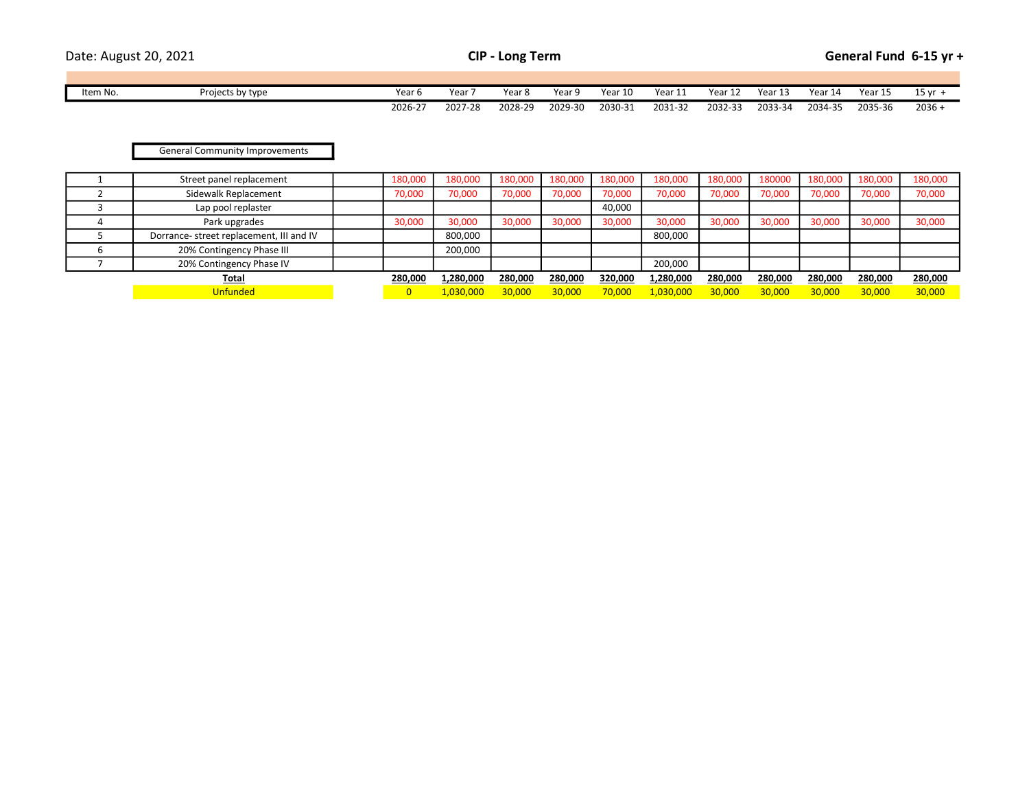Date: August 20, 2021

# CIP - Long Term

**General Fund 6-15 yr +**

General Community Improvements

| Item No. | Projects by type | | Year 6<br>2026-27 | Year 7<br>2027-28 | Year 8<br>2028-29 | Year 9<br>2029-30 | Year 10<br>2030-31 | Year 11<br>2031-32 | Year 12<br>2032-33 | Year 13<br>2033-34 | Year 14<br>2034-35 | Year 15<br>2035-36 | 15 yr +<br>2036 + |
|---|---|---|---|---|---|---|---|---|---|---|---|---|---|
| 1 | Street panel replacement | | 180,000 | 180,000 | 180,000 | 180,000 | 180,000 | 180,000 | 180,000 | 180000 | 180,000 | 180,000 | 180,000 |
| 2 | Sidewalk Replacement | | 70,000 | 70,000 | 70,000 | 70,000 | 70,000 | 70,000 | 70,000 | 70,000 | 70,000 | 70,000 | 70,000 |
| 3 | Lap pool replaster | | | | | | 40,000 | | | | | | |
| 4 | Park upgrades | | 30,000 | 30,000 | 30,000 | 30,000 | 30,000 | 30,000 | 30,000 | 30,000 | 30,000 | 30,000 | 30,000 |
| 5 | Dorrance- street replacement, III and IV | | | 800,000 | | | | 800,000 | | | | | |
| 6 | 20% Contingency Phase III | | | 200,000 | | | | | | | | | |
| 7 | 20% Contingency Phase IV | | | | | | | 200,000 | | | | | |
| | **Total** | | **280,000** | **1,280,000** | **280,000** | **280,000** | **320,000** | **1,280,000** | **280,000** | **280,000** | **280,000** | **280,000** | **280,000** |
| | Unfunded | | 0 | 1,030,000 | 30,000 | 30,000 | 70,000 | 1,030,000 | 30,000 | 30,000 | 30,000 | 30,000 | 30,000 |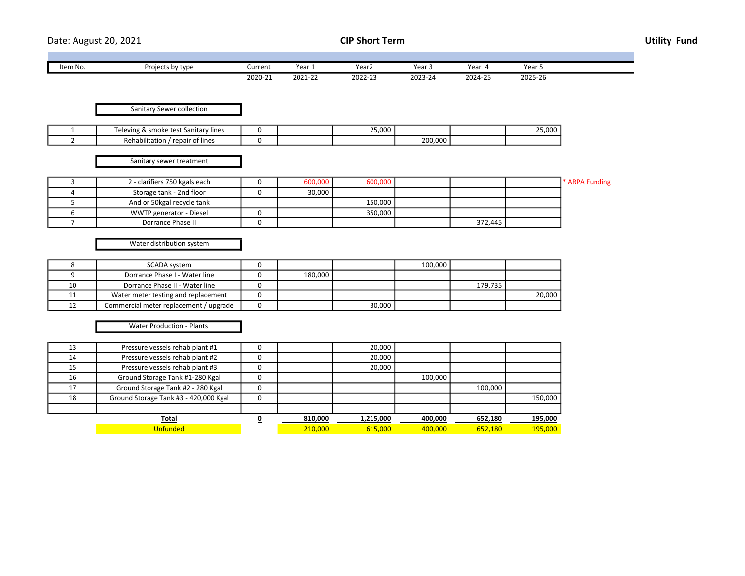Date: August 20, 2021

# CIP Short Term

**Utility Fund**

| Item No. | Projects by type | Current 2020-21 | Year 1 2021-22 | Year2 2022-23 | Year 3 2023-24 | Year 4 2024-25 | Year 5 2025-26 | |
|---|---|---|---|---|---|---|---|---|
| | **Sanitary Sewer collection** | | | | | | | |
| 1 | Televing & smoke test Sanitary lines | 0 | | 25,000 | | | 25,000 | |
| 2 | Rehabilitation / repair of lines | 0 | | | 200,000 | | | |
| | **Sanitary sewer treatment** | | | | | | | |
| 3 | 2 - clarifiers 750 kgals each | 0 | 600,000 | 600,000 | | | | * ARPA Funding |
| 4 | Storage tank - 2nd floor | 0 | 30,000 | | | | | |
| 5 | And or 50kgal recycle tank | | | 150,000 | | | | |
| 6 | WWTP generator - Diesel | 0 | | 350,000 | | | | |
| 7 | Dorrance Phase II | 0 | | | | 372,445 | | |
| | **Water distribution system** | | | | | | | |
| 8 | SCADA system | 0 | | | 100,000 | | | |
| 9 | Dorrance Phase I - Water line | 0 | 180,000 | | | | | |
| 10 | Dorrance Phase II - Water line | 0 | | | | 179,735 | | |
| 11 | Water meter testing and replacement | 0 | | | | | 20,000 | |
| 12 | Commercial meter replacement / upgrade | 0 | | 30,000 | | | | |
| | **Water Production - Plants** | | | | | | | |
| 13 | Pressure vessels rehab plant #1 | 0 | | 20,000 | | | | |
| 14 | Pressure vessels rehab plant #2 | 0 | | 20,000 | | | | |
| 15 | Pressure vessels rehab plant #3 | 0 | | 20,000 | | | | |
| 16 | Ground Storage Tank #1-280 Kgal | 0 | | | 100,000 | | | |
| 17 | Ground Storage Tank #2 - 280 Kgal | 0 | | | | 100,000 | | |
| 18 | Ground Storage Tank #3 - 420,000 Kgal | 0 | | | | | 150,000 | |
| | | | | | | | | |
| | **Total** | **0** | **810,000** | **1,215,000** | **400,000** | **652,180** | **195,000** | |
| | Unfunded | | 210,000 | 615,000 | 400,000 | 652,180 | 195,000 | |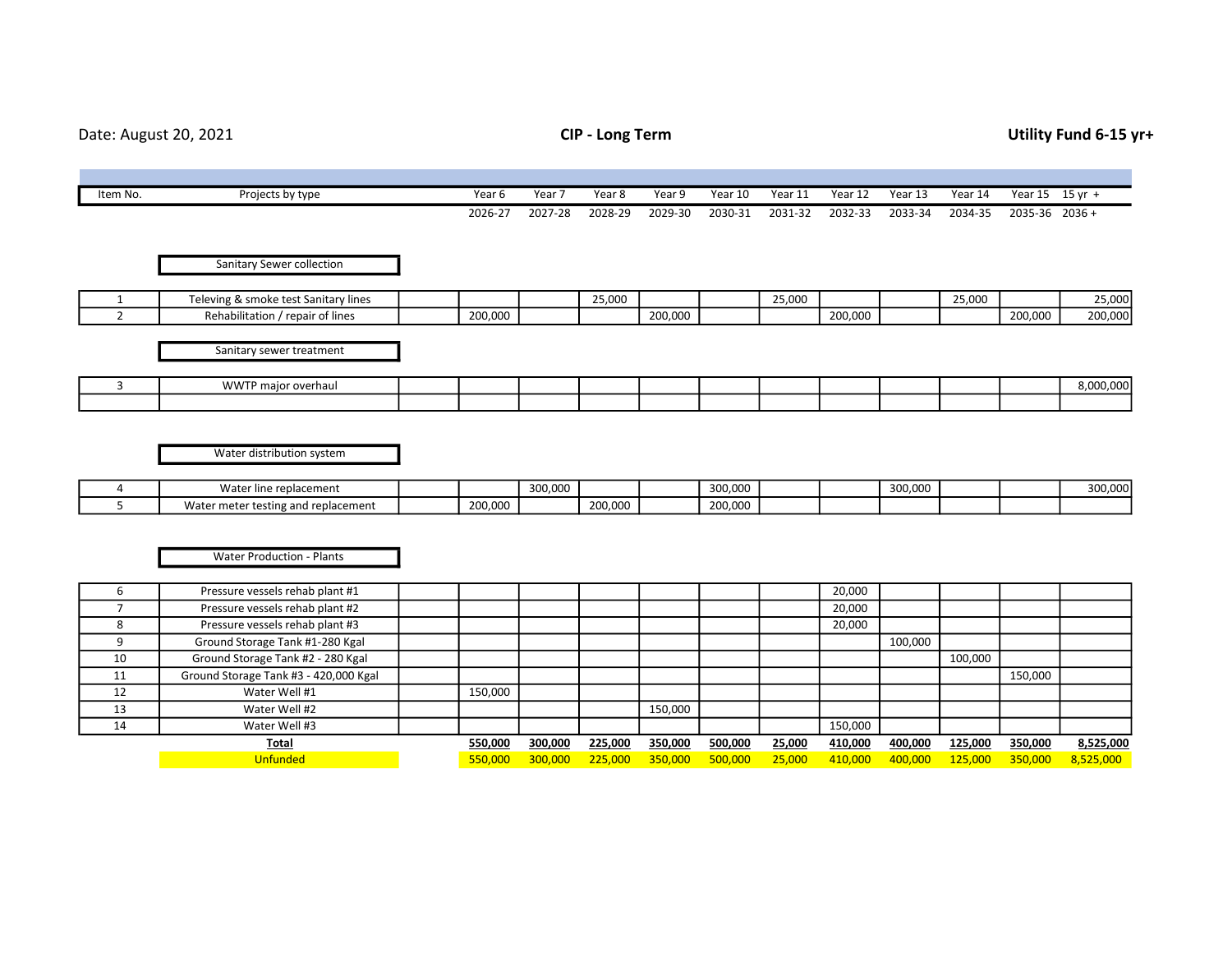Date: August 20, 2021

## CIP - Long Term

## Utility Fund 6-15 yr+

| Item No. | Projects by type | | Year 6 | Year 7 | Year 8 | Year 9 | Year 10 | Year 11 | Year 12 | Year 13 | Year 14 | Year 15 | 15 yr + |
|---|---|---|---|---|---|---|---|---|---|---|---|---|---|
| | | | 2026-27 | 2027-28 | 2028-29 | 2029-30 | 2030-31 | 2031-32 | 2032-33 | 2033-34 | 2034-35 | 2035-36 | 2036 + |
| | **Sanitary Sewer collection** | | | | | | | | | | | | |
| 1 | Televing & smoke test Sanitary lines | | | | 25,000 | | | 25,000 | | | 25,000 | | 25,000 |
| 2 | Rehabilitation / repair of lines | | 200,000 | | | 200,000 | | | 200,000 | | | 200,000 | 200,000 |
| | **Sanitary sewer treatment** | | | | | | | | | | | | |
| 3 | WWTP major overhaul | | | | | | | | | | | | 8,000,000 |
| | | | | | | | | | | | | | |
| | **Water distribution system** | | | | | | | | | | | | |
| 4 | Water line replacement | | | 300,000 | | | 300,000 | | | 300,000 | | | 300,000 |
| 5 | Water meter testing and replacement | | 200,000 | | 200,000 | | 200,000 | | | | | | |
| | **Water Production - Plants** | | | | | | | | | | | | |
| 6 | Pressure vessels rehab plant #1 | | | | | | | | 20,000 | | | | |
| 7 | Pressure vessels rehab plant #2 | | | | | | | | 20,000 | | | | |
| 8 | Pressure vessels rehab plant #3 | | | | | | | | 20,000 | | | | |
| 9 | Ground Storage Tank #1-280 Kgal | | | | | | | | | 100,000 | | | |
| 10 | Ground Storage Tank #2 - 280 Kgal | | | | | | | | | | 100,000 | | |
| 11 | Ground Storage Tank #3 - 420,000 Kgal | | | | | | | | | | | 150,000 | |
| 12 | Water Well #1 | | 150,000 | | | | | | | | | | |
| 13 | Water Well #2 | | | | | 150,000 | | | | | | | |
| 14 | Water Well #3 | | | | | | | | 150,000 | | | | |
| | **Total** | | **550,000** | **300,000** | **225,000** | **350,000** | **500,000** | **25,000** | **410,000** | **400,000** | **125,000** | **350,000** | **8,525,000** |
| | Unfunded | | 550,000 | 300,000 | 225,000 | 350,000 | 500,000 | 25,000 | 410,000 | 400,000 | 125,000 | 350,000 | 8,525,000 |